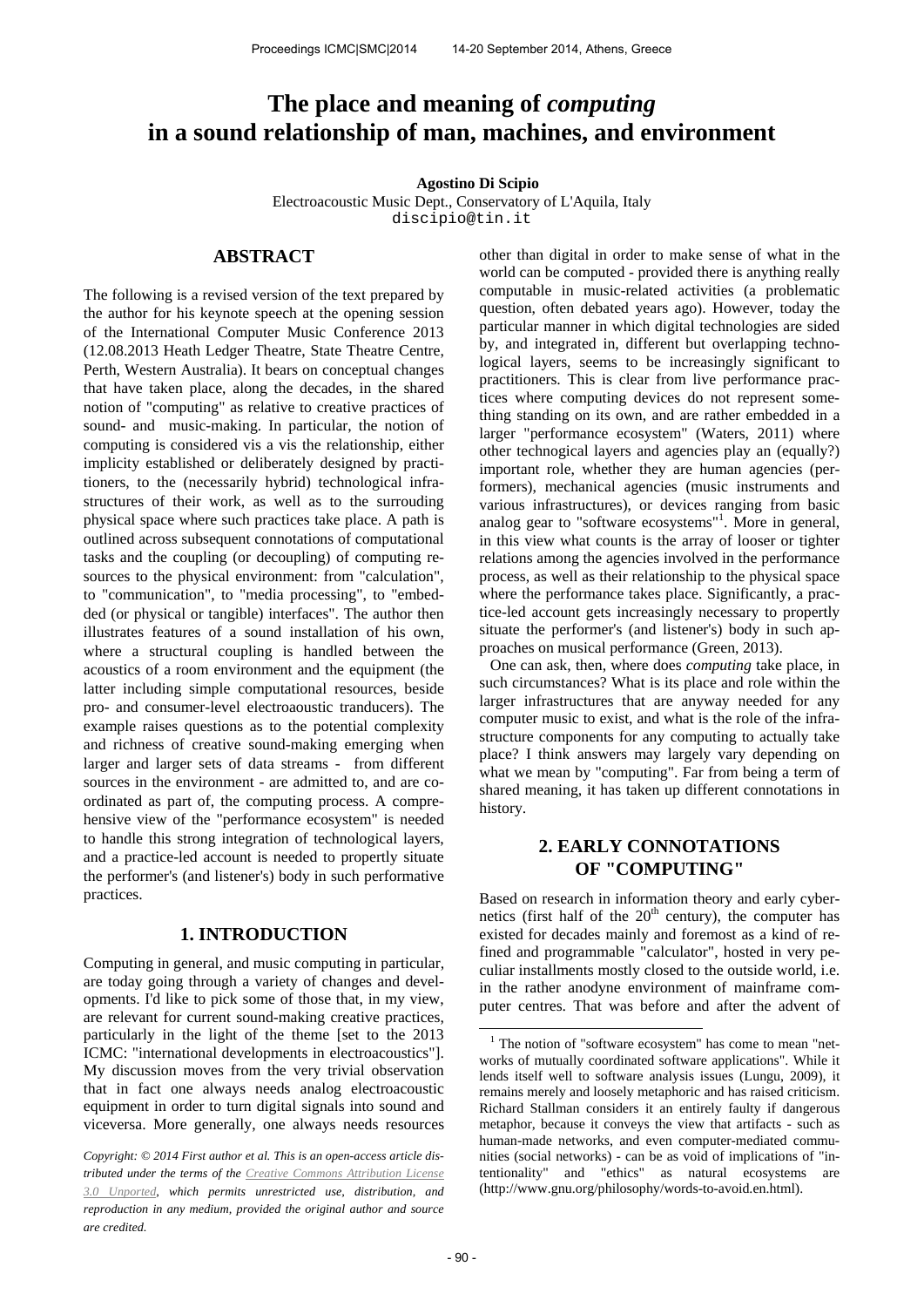# The place and meaning of *computing* in a sound relationship of man, machines, and environment

**Agostino Di Scipio**
Electroacoustic Music Dept., Conservatory of L'Aquila, Italy
discipio@tin.it

## ABSTRACT

The following is a revised version of the text prepared by the author for his keynote speech at the opening session of the International Computer Music Conference 2013 (12.08.2013 Heath Ledger Theatre, State Theatre Centre, Perth, Western Australia). It bears on conceptual changes that have taken place, along the decades, in the shared notion of "computing" as relative to creative practices of sound- and music-making. In particular, the notion of computing is considered vis a vis the relationship, either implicity established or deliberately designed by practitioners, to the (necessarily hybrid) technological infrastructures of their work, as well as to the surrouding physical space where such practices take place. A path is outlined across subsequent connotations of computational tasks and the coupling (or decoupling) of computing resources to the physical environment: from "calculation", to "communication", to "media processing", to "embedded (or physical or tangible) interfaces". The author then illustrates features of a sound installation of his own, where a structural coupling is handled between the acoustics of a room environment and the equipment (the latter including simple computational resources, beside pro- and consumer-level electroaoustic tranducers). The example raises questions as to the potential complexity and richness of creative sound-making emerging when larger and larger sets of data streams - from different sources in the environment - are admitted to, and are coordinated as part of, the computing process. A comprehensive view of the "performance ecosystem" is needed to handle this strong integration of technological layers, and a practice-led account is needed to propertly situate the performer's (and listener's) body in such performative practices.

## 1. INTRODUCTION

Computing in general, and music computing in particular, are today going through a variety of changes and developments. I'd like to pick some of those that, in my view, are relevant for current sound-making creative practices, particularly in the light of the theme [set to the 2013 ICMC: "international developments in electroacoustics"]. My discussion moves from the very trivial observation that in fact one always needs analog electroacoustic equipment in order to turn digital signals into sound and viceversa. More generally, one always needs resources other than digital in order to make sense of what in the world can be computed - provided there is anything really computable in music-related activities (a problematic question, often debated years ago). However, today the particular manner in which digital technologies are sided by, and integrated in, different but overlapping technological layers, seems to be increasingly significant to practitioners. This is clear from live performance practices where computing devices do not represent something standing on its own, and are rather embedded in a larger "performance ecosystem" (Waters, 2011) where other technogical layers and agencies play an (equally?) important role, whether they are human agencies (performers), mechanical agencies (music instruments and various infrastructures), or devices ranging from basic analog gear to "software ecosystems"[1]. More in general, in this view what counts is the array of looser or tighter relations among the agencies involved in the performance process, as well as their relationship to the physical space where the performance takes place. Significantly, a practice-led account gets increasingly necessary to propertly situate the performer's (and listener's) body in such approaches on musical performance (Green, 2013).

One can ask, then, where does *computing* take place, in such circumstances? What is its place and role within the larger infrastructures that are anyway needed for any computer music to exist, and what is the role of the infrastructure components for any computing to actually take place? I think answers may largely vary depending on what we mean by "computing". Far from being a term of shared meaning, it has taken up different connotations in history.

## 2. EARLY CONNOTATIONS OF "COMPUTING"

Based on research in information theory and early cybernetics (first half of the 20th century), the computer has existed for decades mainly and foremost as a kind of refined and programmable "calculator", hosted in very peculiar installments mostly closed to the outside world, i.e. in the rather anodyne environment of mainframe computer centres. That was before and after the advent of

[1] The notion of "software ecosystem" has come to mean "networks of mutually coordinated software applications". While it lends itself well to software analysis issues (Lungu, 2009), it remains merely and loosely metaphoric and has raised criticism. Richard Stallman considers it an entirely faulty if dangerous metaphor, because it conveys the view that artifacts - such as human-made networks, and even computer-mediated communities (social networks) - can be as void of implications of "intentionality" and "ethics" as natural ecosystems are (http://www.gnu.org/philosophy/words-to-avoid.en.html).

*Copyright: © 2014 First author et al. This is an open-access article distributed under the terms of the Creative Commons Attribution License 3.0 Unported, which permits unrestricted use, distribution, and reproduction in any medium, provided the original author and source are credited.*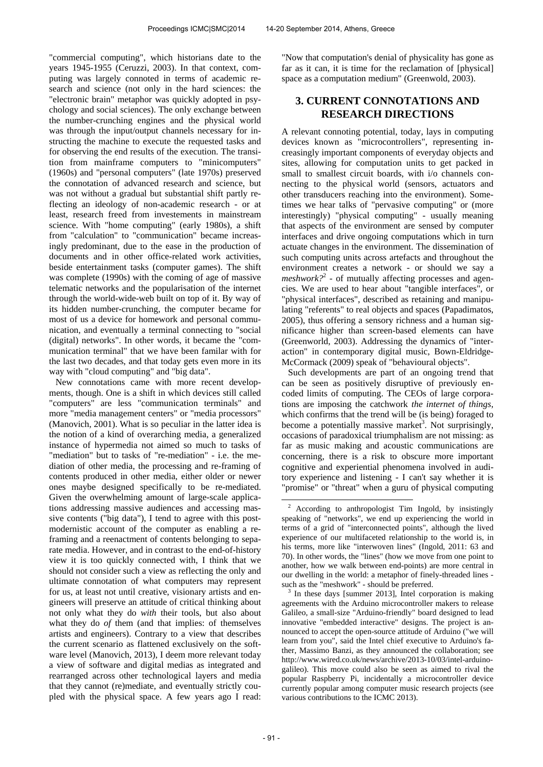"commercial computing", which historians date to the years 1945-1955 (Ceruzzi, 2003). In that context, computing was largely connoted in terms of academic research and science (not only in the hard sciences: the "electronic brain" metaphor was quickly adopted in psychology and social sciences). The only exchange between the number-crunching engines and the physical world was through the input/output channels necessary for instructing the machine to execute the requested tasks and for observing the end results of the execution. The transition from mainframe computers to "minicomputers" (1960s) and "personal computers" (late 1970s) preserved the connotation of advanced research and science, but was not without a gradual but substantial shift partly reflecting an ideology of non-academic research - or at least, research freed from investements in mainstream science. With "home computing" (early 1980s), a shift from "calculation" to "communication" became increasingly predominant, due to the ease in the production of documents and in other office-related work activities, beside entertainment tasks (computer games). The shift was complete (1990s) with the coming of age of massive telematic networks and the popularisation of the internet through the world-wide-web built on top of it. By way of its hidden number-crunching, the computer became for most of us a device for homework and personal communication, and eventually a terminal connecting to "social (digital) networks". In other words, it became the "communication terminal" that we have been familar with for the last two decades, and that today gets even more in its way with "cloud computing" and "big data".

New connotations came with more recent developments, though. One is a shift in which devices still called "computers" are less "communication terminals" and more "media management centers" or "media processors" (Manovich, 2001). What is so peculiar in the latter idea is the notion of a kind of overarching media, a generalized instance of hypermedia not aimed so much to tasks of "mediation" but to tasks of "re-mediation" - i.e. the mediation of other media, the processing and re-framing of contents produced in other media, either older or newer ones maybe designed specifically to be re-mediated. Given the overwhelming amount of large-scale applications addressing massive audiences and accessing massive contents ("big data"), I tend to agree with this post-modernistic account of the computer as enabling a reframing and a reenactment of contents belonging to separate media. However, and in contrast to the end-of-history view it is too quickly connected with, I think that we should not consider such a view as reflecting the only and ultimate connotation of what computers may represent for us, at least not until creative, visionary artists and engineers will preserve an attitude of critical thinking about not only what they do *with* their tools, but also about what they do *of* them (and that implies: of themselves artists and engineers). Contrary to a view that describes the current scenario as flattened exclusively on the software level (Manovich, 2013), I deem more relevant today a view of software and digital medias as integrated and rearranged across other technological layers and media that they cannot (re)mediate, and eventually strictly coupled with the physical space. A few years ago I read: "Now that computation's denial of physicality has gone as far as it can, it is time for the reclamation of [physical] space as a computation medium" (Greenwold, 2003).

## 3. CURRENT CONNOTATIONS AND RESEARCH DIRECTIONS

A relevant connoting potential, today, lays in computing devices known as "microcontrollers", representing increasingly important components of everyday objects and sites, allowing for computation units to get packed in small to smallest circuit boards, with i/o channels connecting to the physical world (sensors, actuators and other transducers reaching into the environment). Sometimes we hear talks of "pervasive computing" or (more interestingly) "physical computing" - usually meaning that aspects of the environment are sensed by computer interfaces and drive ongoing computations which in turn actuate changes in the environment. The dissemination of such computing units across artefacts and throughout the environment creates a network - or should we say a *meshwork?*[2] - of mutually affecting processes and agencies. We are used to hear about "tangible interfaces", or "physical interfaces", described as retaining and manipulating "referents" to real objects and spaces (Papadimatos, 2005), thus offering a sensory richness and a human significance higher than screen-based elements can have (Greenworld, 2003). Addressing the dynamics of "interaction" in contemporary digital music, Bown-Eldridge-McCormack (2009) speak of "behavioural objects".

Such developments are part of an ongoing trend that can be seen as positively disruptive of previously encoded limits of computing. The CEOs of large corporations are imposing the catchwork *the internet of things*, which confirms that the trend will be (is being) foraged to become a potentially massive market[3]. Not surprisingly, occasions of paradoxical triumphalism are not missing: as far as music making and acoustic communications are concerning, there is a risk to obscure more important cognitive and experiential phenomena involved in auditory experience and listening - I can't say whether it is "promise" or "threat" when a guru of physical computing

---

[2] According to anthropologist Tim Ingold, by insistingly speaking of "networks", we end up experiencing the world in terms of a grid of "interconnected points", although the lived experience of our multifaceted relationship to the world is, in his terms, more like "interwoven lines" (Ingold, 2011: 63 and 70). In other words, the "lines" (how we move from one point to another, how we walk between end-points) are more central in our dwelling in the world: a metaphor of finely-threaded lines - such as the "meshwork" - should be preferred.

[3] In these days [summer 2013], Intel corporation is making agreements with the Arduino microcontroller makers to release Galileo, a small-size "Arduino-friendly" board designed to lead innovative "embedded interactive" designs. The project is announced to accept the open-source attitude of Arduino ("we will learn from you", said the Intel chief executive to Arduino's father, Massimo Banzi, as they announced the collaboration; see http://www.wired.co.uk/news/archive/2013-10/03/intel-arduino-galileo). This move could also be seen as aimed to rival the popular Raspberry Pi, incidentally a microcontroller device currently popular among computer music research projects (see various contributions to the ICMC 2013).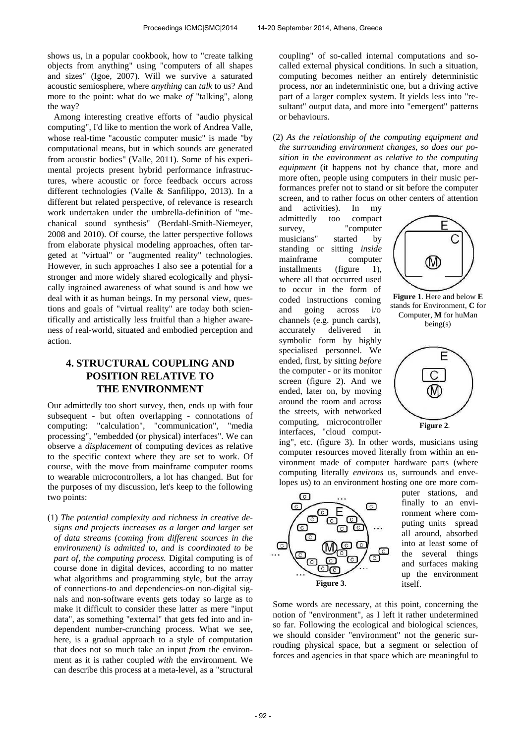shows us, in a popular cookbook, how to "create talking objects from anything" using "computers of all shapes and sizes" (Igoe, 2007). Will we survive a saturated acoustic semiosphere, where *anything* can *talk* to us? And more to the point: what do we make *of* "talking", along the way?

Among interesting creative efforts of "audio physical computing", I'd like to mention the work of Andrea Valle, whose real-time "acoustic computer music" is made "by computational means, but in which sounds are generated from acoustic bodies" (Valle, 2011). Some of his experimental projects present hybrid performance infrastructures, where acoustic or force feedback occurs across different technologies (Valle & Sanfilippo, 2013). In a different but related perspective, of relevance is research work undertaken under the umbrella-definition of "mechanical sound synthesis" (Berdahl-Smith-Niemeyer, 2008 and 2010). Of course, the latter perspective follows from elaborate physical modeling approaches, often targeted at "virtual" or "augmented reality" technologies. However, in such approaches I also see a potential for a stronger and more widely shared ecologically and physically ingrained awareness of what sound is and how we deal with it as human beings. In my personal view, questions and goals of "virtual reality" are today both scientifically and artistically less fruitful than a higher awareness of real-world, situated and embodied perception and action.

## 4. STRUCTURAL COUPLING AND POSITION RELATIVE TO THE ENVIRONMENT

Our admittedly too short survey, then, ends up with four subsequent - but often overlapping - connotations of computing: "calculation", "communication", "media processing", "embedded (or physical) interfaces". We can observe a *displacement* of computing devices as relative to the specific context where they are set to work. Of course, with the move from mainframe computer rooms to wearable microcontrollers, a lot has changed. But for the purposes of my discussion, let's keep to the following two points:

(1) *The potential complexity and richness in creative designs and projects increases as a larger and larger set of data streams (coming from different sources in the environment) is admitted to, and is coordinated to be part of, the computing process.* Digital computing is of course done in digital devices, according to no matter what algorithms and programming style, but the array of connections-to and dependencies-on non-digital signals and non-software events gets today so large as to make it difficult to consider these latter as mere "input data", as something "external" that gets fed into and independent number-crunching process. What we see, here, is a gradual approach to a style of computation that does not so much take an input *from* the environment as it is rather coupled *with* the environment. We can describe this process at a meta-level, as a "structural coupling" of so-called internal computations and so-called external physical conditions. In such a situation, computing becomes neither an entirely deterministic process, nor an indeterministic one, but a driving active part of a larger complex system. It yields less into "resultant" output data, and more into "emergent" patterns or behaviours.

(2) *As the relationship of the computing equipment and the surrounding environment changes, so does our position in the environment as relative to the computing equipment* (it happens not by chance that, more and more often, people using computers in their music performances prefer not to stand or sit before the computer screen, and to rather focus on other centers of attention and activities). In my admittedly too compact survey, "computer musicians" started by standing or sitting *inside* mainframe computer installments (figure 1), where all that occurred used to occur in the form of coded instructions coming and going across i/o channels (e.g. punch cards), accurately delivered in symbolic form by highly specialised personnel. We ended, first, by sitting *before* the computer - or its monitor screen (figure 2). And we ended, later on, by moving around the room and across the streets, with networked computing, microcontroller interfaces, "cloud computing", etc. (figure 3). In other words, musicians using computer resources moved literally from within an environment made of computer hardware parts (where computing literally *environs* us, surrounds and envelopes us) to an environment hosting one ore more computer stations, and finally to an environment where computing units spread all around, absorbed into at least some of the several things and surfaces making up the environment itself.

**Figure 1**. Here and below **E** stands for Environment, **C** for Computer, **M** for huMan being(s)

**Figure 2**.

**Figure 3**.

Some words are necessary, at this point, concerning the notion of "environment", as I left it rather undetermined so far. Following the ecological and biological sciences, we should consider "environment" not the generic surrouding physical space, but a segment or selection of forces and agencies in that space which are meaningful to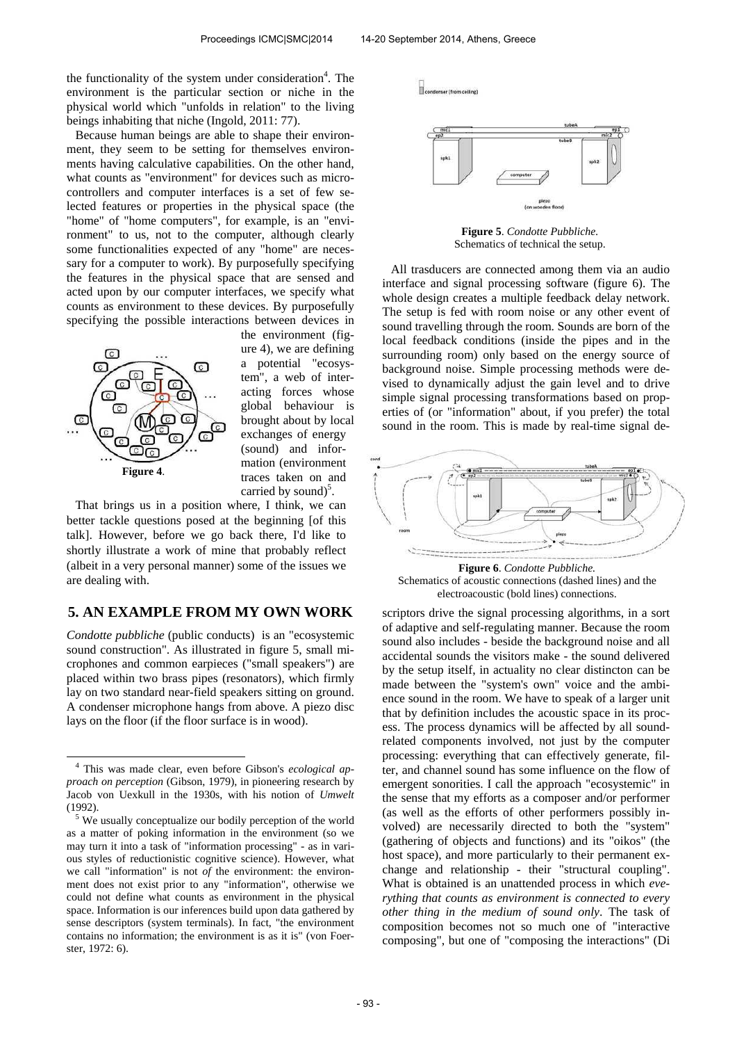the functionality of the system under consideration[4]. The environment is the particular section or niche in the physical world which "unfolds in relation" to the living beings inhabiting that niche (Ingold, 2011: 77).

Because human beings are able to shape their environment, they seem to be setting for themselves environments having calculative capabilities. On the other hand, what counts as "environment" for devices such as micro-controllers and computer interfaces is a set of few selected features or properties in the physical space (the "home" of "home computers", for example, is an "environment" to us, not to the computer, although clearly some functionalities expected of any "home" are necessary for a computer to work). By purposefully specifying the features in the physical space that are sensed and acted upon by our computer interfaces, we specify what counts as environment to these devices. By purposefully specifying the possible interactions between devices in the environment (figure 4), we are defining a potential "ecosystem", a web of interacting forces whose global behaviour is brought about by local exchanges of energy (sound) and information (environment traces taken on and carried by sound)[5].

**Figure 4**.

That brings us in a position where, I think, we can better tackle questions posed at the beginning [of this talk]. However, before we go back there, I'd like to shortly illustrate a work of mine that probably reflect (albeit in a very personal manner) some of the issues we are dealing with.

## 5. AN EXAMPLE FROM MY OWN WORK

*Condotte pubbliche* (public conducts) is an "ecosystemic sound construction". As illustrated in figure 5, small microphones and common earpieces ("small speakers") are placed within two brass pipes (resonators), which firmly lay on two standard near-field speakers sitting on ground. A condenser microphone hangs from above. A piezo disc lays on the floor (if the floor surface is in wood).

**Figure 5**. *Condotte Pubbliche.* Schematics of technical the setup.

All trasducers are connected among them via an audio interface and signal processing software (figure 6). The whole design creates a multiple feedback delay network. The setup is fed with room noise or any other event of sound travelling through the room. Sounds are born of the local feedback conditions (inside the pipes and in the surrounding room) only based on the energy source of background noise. Simple processing methods were devised to dynamically adjust the gain level and to drive simple signal processing transformations based on properties of (or "information" about, if you prefer) the total sound in the room. This is made by real-time signal descriptors drive the signal processing algorithms, in a sort of adaptive and self-regulating manner. Because the room sound also includes - beside the background noise and all accidental sounds the visitors make - the sound delivered by the setup itself, in actuality no clear distincton can be made between the "system's own" voice and the ambience sound in the room. We have to speak of a larger unit that by definition includes the acoustic space in its process. The process dynamics will be affected by all sound-related components involved, not just by the computer processing: everything that can effectively generate, filter, and channel sound has some influence on the flow of emergent sonorities. I call the approach "ecosystemic" in the sense that my efforts as a composer and/or performer (as well as the efforts of other performers possibly involved) are necessarily directed to both the "system" (gathering of objects and functions) and its "oikos" (the host space), and more particularly to their permanent exchange and relationship - their "structural coupling". What is obtained is an unattended process in which *everything that counts as environment is connected to every other thing in the medium of sound only*. The task of composition becomes not so much one of "interactive composing", but one of "composing the interactions" (Di

**Figure 6**. *Condotte Pubbliche.* Schematics of acoustic connections (dashed lines) and the electroacoustic (bold lines) connections.

---

[4] This was made clear, even before Gibson's *ecological approach on perception* (Gibson, 1979), in pioneering research by Jacob von Uexkull in the 1930s, with his notion of *Umwelt* (1992).

[5] We usually conceptualize our bodily perception of the world as a matter of poking information in the environment (so we may turn it into a task of "information processing" - as in various styles of reductionistic cognitive science). However, what we call "information" is not *of* the environment: the environment does not exist prior to any "information", otherwise we could not define what counts as environment in the physical space. Information is our inferences build upon data gathered by sense descriptors (system terminals). In fact, "the environment contains no information; the environment is as it is" (von Foerster, 1972: 6).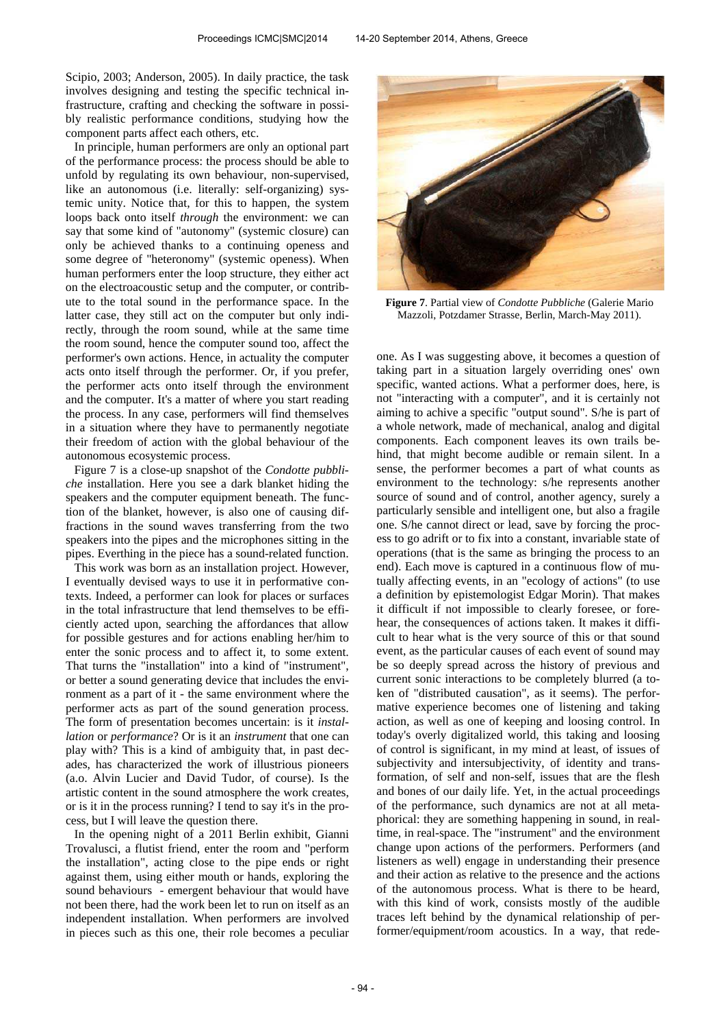Scipio, 2003; Anderson, 2005). In daily practice, the task involves designing and testing the specific technical infrastructure, crafting and checking the software in possibly realistic performance conditions, studying how the component parts affect each others, etc.

In principle, human performers are only an optional part of the performance process: the process should be able to unfold by regulating its own behaviour, non-supervised, like an autonomous (i.e. literally: self-organizing) systemic unity. Notice that, for this to happen, the system loops back onto itself *through* the environment: we can say that some kind of "autonomy" (systemic closure) can only be achieved thanks to a continuing openess and some degree of "heteronomy" (systemic openess). When human performers enter the loop structure, they either act on the electroacoustic setup and the computer, or contribute to the total sound in the performance space. In the latter case, they still act on the computer but only indirectly, through the room sound, while at the same time the room sound, hence the computer sound too, affect the performer's own actions. Hence, in actuality the computer acts onto itself through the performer. Or, if you prefer, the performer acts onto itself through the environment and the computer. It's a matter of where you start reading the process. In any case, performers will find themselves in a situation where they have to permanently negotiate their freedom of action with the global behaviour of the autonomous ecosystemic process.

Figure 7 is a close-up snapshot of the *Condotte pubbliche* installation. Here you see a dark blanket hiding the speakers and the computer equipment beneath. The function of the blanket, however, is also one of causing diffractions in the sound waves transferring from the two speakers into the pipes and the microphones sitting in the pipes. Everthing in the piece has a sound-related function.

This work was born as an installation project. However, I eventually devised ways to use it in performative contexts. Indeed, a performer can look for places or surfaces in the total infrastructure that lend themselves to be efficiently acted upon, searching the affordances that allow for possible gestures and for actions enabling her/him to enter the sonic process and to affect it, to some extent. That turns the "installation" into a kind of "instrument", or better a sound generating device that includes the environment as a part of it - the same environment where the performer acts as part of the sound generation process. The form of presentation becomes uncertain: is it *installation* or *performance*? Or is it an *instrument* that one can play with? This is a kind of ambiguity that, in past decades, has characterized the work of illustrious pioneers (a.o. Alvin Lucier and David Tudor, of course). Is the artistic content in the sound atmosphere the work creates, or is it in the process running? I tend to say it's in the process, but I will leave the question there.

In the opening night of a 2011 Berlin exhibit, Gianni Trovalusci, a flutist friend, enter the room and "perform the installation", acting close to the pipe ends or right against them, using either mouth or hands, exploring the sound behaviours - emergent behaviour that would have not been there, had the work been let to run on itself as an independent installation. When performers are involved in pieces such as this one, their role becomes a peculiar one. As I was suggesting above, it becomes a question of taking part in a situation largely overriding ones' own specific, wanted actions. What a performer does, here, is not "interacting with a computer", and it is certainly not aiming to achive a specific "output sound". S/he is part of a whole network, made of mechanical, analog and digital components. Each component leaves its own trails behind, that might become audible or remain silent. In a sense, the performer becomes a part of what counts as environment to the technology: s/he represents another source of sound and of control, another agency, surely a particularly sensible and intelligent one, but also a fragile one. S/he cannot direct or lead, save by forcing the process to go adrift or to fix into a constant, invariable state of operations (that is the same as bringing the process to an end). Each move is captured in a continuous flow of mutually affecting events, in an "ecology of actions" (to use a definition by epistemologist Edgar Morin). That makes it difficult if not impossible to clearly foresee, or forehear, the consequences of actions taken. It makes it difficult to hear what is the very source of this or that sound event, as the particular causes of each event of sound may be so deeply spread across the history of previous and current sonic interactions to be completely blurred (a token of "distributed causation", as it seems). The performative experience becomes one of listening and taking action, as well as one of keeping and loosing control. In today's overly digitalized world, this taking and loosing of control is significant, in my mind at least, of issues of subjectivity and intersubjectivity, of identity and transformation, of self and non-self, issues that are the flesh and bones of our daily life. Yet, in the actual proceedings of the performance, such dynamics are not at all metaphorical: they are something happening in sound, in realtime, in real-space. The "instrument" and the environment change upon actions of the performers. Performers (and listeners as well) engage in understanding their presence and their action as relative to the presence and the actions of the autonomous process. What is there to be heard, with this kind of work, consists mostly of the audible traces left behind by the dynamical relationship of performer/equipment/room acoustics. In a way, that rede-

**Figure 7**. Partial view of *Condotte Pubbliche* (Galerie Mario Mazzoli, Potzdamer Strasse, Berlin, March-May 2011).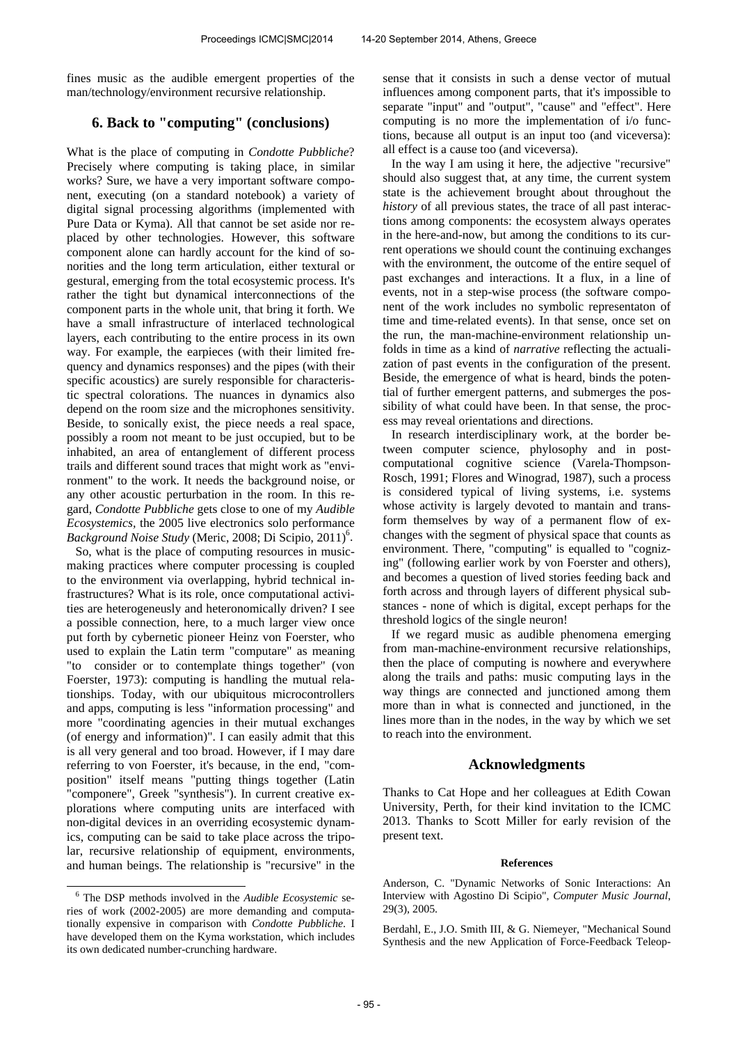fines music as the audible emergent properties of the man/technology/environment recursive relationship.

## 6. Back to "computing" (conclusions)

What is the place of computing in *Condotte Pubbliche*? Precisely where computing is taking place, in similar works? Sure, we have a very important software component, executing (on a standard notebook) a variety of digital signal processing algorithms (implemented with Pure Data or Kyma). All that cannot be set aside nor replaced by other technologies. However, this software component alone can hardly account for the kind of sonorities and the long term articulation, either textural or gestural, emerging from the total ecosystemic process. It's rather the tight but dynamical interconnections of the component parts in the whole unit, that bring it forth. We have a small infrastructure of interlaced technological layers, each contributing to the entire process in its own way. For example, the earpieces (with their limited frequency and dynamics responses) and the pipes (with their specific acoustics) are surely responsible for characteristic spectral colorations. The nuances in dynamics also depend on the room size and the microphones sensitivity. Beside, to sonically exist, the piece needs a real space, possibly a room not meant to be just occupied, but to be inhabited, an area of entanglement of different process trails and different sound traces that might work as "environment" to the work. It needs the background noise, or any other acoustic perturbation in the room. In this regard, *Condotte Pubbliche* gets close to one of my *Audible Ecosystemics*, the 2005 live electronics solo performance *Background Noise Study* (Meric, 2008; Di Scipio, 2011)[6].

So, what is the place of computing resources in music-making practices where computer processing is coupled to the environment via overlapping, hybrid technical infrastructures? What is its role, once computational activities are heterogeneusly and heteronomically driven? I see a possible connection, here, to a much larger view once put forth by cybernetic pioneer Heinz von Foerster, who used to explain the Latin term "computare" as meaning "to consider or to contemplate things together" (von Foerster, 1973): computing is handling the mutual relationships. Today, with our ubiquitous microcontrollers and apps, computing is less "information processing" and more "coordinating agencies in their mutual exchanges (of energy and information)". I can easily admit that this is all very general and too broad. However, if I may dare referring to von Foerster, it's because, in the end, "composition" itself means "putting things together (Latin "componere", Greek "synthesis"). In current creative explorations where computing units are interfaced with non-digital devices in an overriding ecosystemic dynamics, computing can be said to take place across the tripolar, recursive relationship of equipment, environments, and human beings. The relationship is "recursive" in the sense that it consists in such a dense vector of mutual influences among component parts, that it's impossible to separate "input" and "output", "cause" and "effect". Here computing is no more the implementation of i/o functions, because all output is an input too (and viceversa): all effect is a cause too (and viceversa).

In the way I am using it here, the adjective "recursive" should also suggest that, at any time, the current system state is the achievement brought about throughout the *history* of all previous states, the trace of all past interactions among components: the ecosystem always operates in the here-and-now, but among the conditions to its current operations we should count the continuing exchanges with the environment, the outcome of the entire sequel of past exchanges and interactions. It a flux, in a line of events, not in a step-wise process (the software component of the work includes no symbolic representaton of time and time-related events). In that sense, once set on the run, the man-machine-environment relationship unfolds in time as a kind of *narrative* reflecting the actualization of past events in the configuration of the present. Beside, the emergence of what is heard, binds the potential of further emergent patterns, and submerges the possibility of what could have been. In that sense, the process may reveal orientations and directions.

In research interdisciplinary work, at the border between computer science, phylosophy and in post-computational cognitive science (Varela-Thompson-Rosch, 1991; Flores and Winograd, 1987), such a process is considered typical of living systems, i.e. systems whose activity is largely devoted to mantain and transform themselves by way of a permanent flow of exchanges with the segment of physical space that counts as environment. There, "computing" is equalled to "cognizing" (following earlier work by von Foerster and others), and becomes a question of lived stories feeding back and forth across and through layers of different physical substances - none of which is digital, except perhaps for the threshold logics of the single neuron!

If we regard music as audible phenomena emerging from man-machine-environment recursive relationships, then the place of computing is nowhere and everywhere along the trails and paths: music computing lays in the way things are connected and junctioned among them more than in what is connected and junctioned, in the lines more than in the nodes, in the way by which we set to reach into the environment.

## Acknowledgments

Thanks to Cat Hope and her colleagues at Edith Cowan University, Perth, for their kind invitation to the ICMC 2013. Thanks to Scott Miller for early revision of the present text.

#### References

Anderson, C. "Dynamic Networks of Sonic Interactions: An Interview with Agostino Di Scipio", *Computer Music Journal*, 29(3), 2005.

Berdahl, E., J.O. Smith III, & G. Niemeyer, "Mechanical Sound Synthesis and the new Application of Force-Feedback Teleop-

[6] The DSP methods involved in the *Audible Ecosystemic* series of work (2002-2005) are more demanding and computationally expensive in comparison with *Condotte Pubbliche*. I have developed them on the Kyma workstation, which includes its own dedicated number-crunching hardware.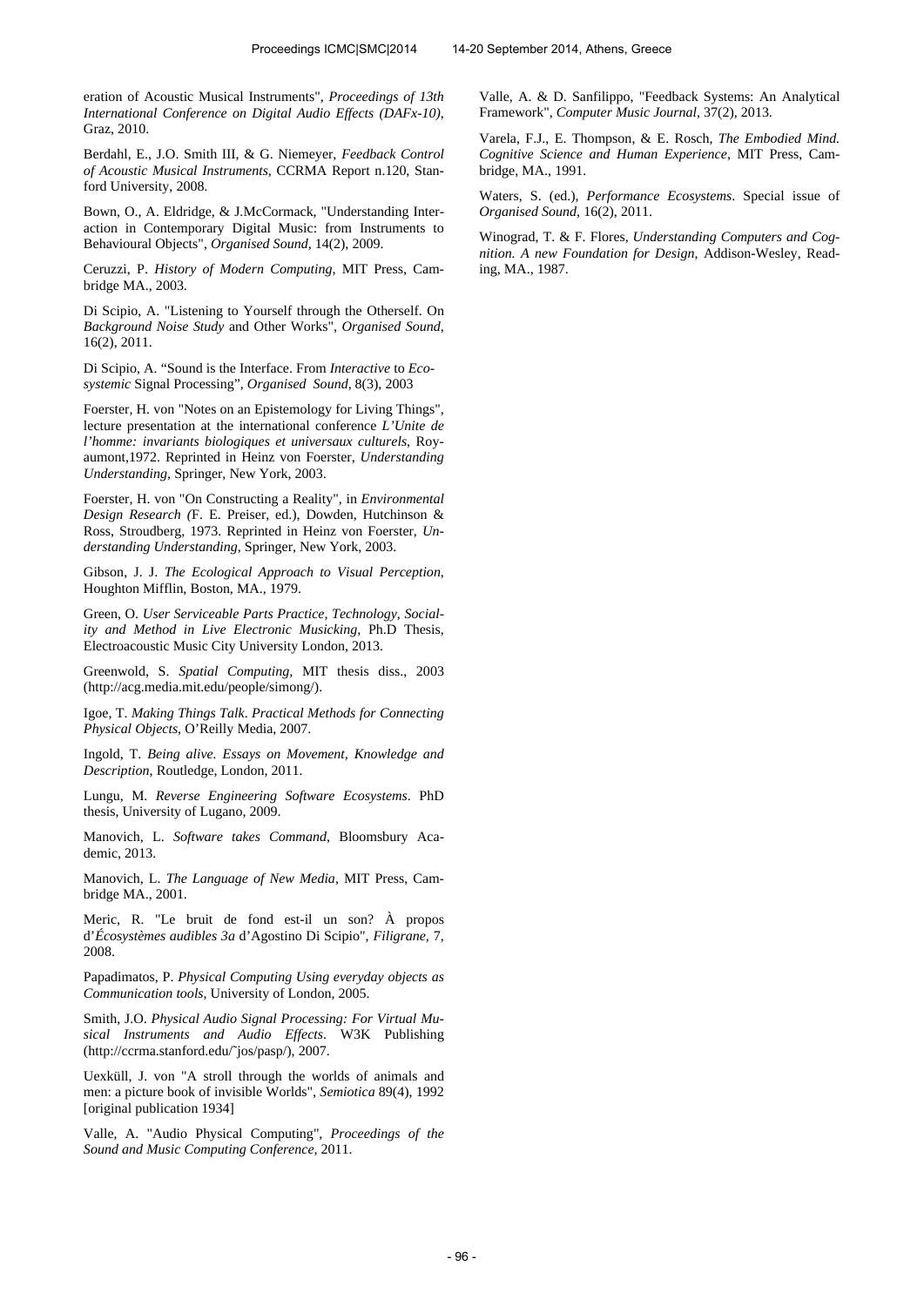eration of Acoustic Musical Instruments", *Proceedings of 13th International Conference on Digital Audio Effects (DAFx-10)*, Graz, 2010.

Berdahl, E., J.O. Smith III, & G. Niemeyer, *Feedback Control of Acoustic Musical Instruments*, CCRMA Report n.120, Stanford University, 2008.

Bown, O., A. Eldridge, & J.McCormack, "Understanding Interaction in Contemporary Digital Music: from Instruments to Behavioural Objects", *Organised Sound*, 14(2), 2009.

Ceruzzi, P. *History of Modern Computing*, MIT Press, Cambridge MA., 2003.

Di Scipio, A. "Listening to Yourself through the Otherself. On *Background Noise Study* and Other Works", *Organised Sound*, 16(2), 2011.

Di Scipio, A. "Sound is the Interface. From *Interactive* to *Ecosystemic* Signal Processing", *Organised Sound*, 8(3), 2003

Foerster, H. von "Notes on an Epistemology for Living Things", lecture presentation at the international conference *L'Unite de l'homme: invariants biologiques et universaux culturels*, Royaumont,1972. Reprinted in Heinz von Foerster, *Understanding Understanding*, Springer, New York, 2003.

Foerster, H. von "On Constructing a Reality", in *Environmental Design Research (*F. E. Preiser, ed.), Dowden, Hutchinson & Ross, Stroudberg, 1973. Reprinted in Heinz von Foerster, *Understanding Understanding*, Springer, New York, 2003.

Gibson, J. J. *The Ecological Approach to Visual Perception*, Houghton Mifflin, Boston, MA., 1979.

Green, O. *User Serviceable Parts Practice, Technology, Sociality and Method in Live Electronic Musicking*, Ph.D Thesis, Electroacoustic Music City University London, 2013.

Greenwold, S. *Spatial Computing*, MIT thesis diss., 2003 (http://acg.media.mit.edu/people/simong/).

Igoe, T. *Making Things Talk. Practical Methods for Connecting Physical Objects*, O'Reilly Media, 2007.

Ingold, T. *Being alive. Essays on Movement, Knowledge and Description*, Routledge, London, 2011.

Lungu, M. *Reverse Engineering Software Ecosystems*. PhD thesis, University of Lugano, 2009.

Manovich, L. *Software takes Command*, Bloomsbury Academic, 2013.

Manovich, L. *The Language of New Media*, MIT Press, Cambridge MA., 2001.

Meric, R. "Le bruit de fond est-il un son? À propos d'*Écosystèmes audibles 3a* d'Agostino Di Scipio", *Filigrane*, 7, 2008.

Papadimatos, P. *Physical Computing Using everyday objects as Communication tools*, University of London, 2005.

Smith, J.O. *Physical Audio Signal Processing: For Virtual Musical Instruments and Audio Effects*. W3K Publishing (http://ccrma.stanford.edu/~jos/pasp/), 2007.

Uexküll, J. von "A stroll through the worlds of animals and men: a picture book of invisible Worlds", *Semiotica* 89(4), 1992 [original publication 1934]

Valle, A. "Audio Physical Computing", *Proceedings of the Sound and Music Computing Conference*, 2011.

Valle, A. & D. Sanfilippo, "Feedback Systems: An Analytical Framework", *Computer Music Journal*, 37(2), 2013.

Varela, F.J., E. Thompson, & E. Rosch, *The Embodied Mind. Cognitive Science and Human Experience*, MIT Press, Cambridge, MA., 1991.

Waters, S. (ed.), *Performance Ecosystems*. Special issue of *Organised Sound*, 16(2), 2011.

Winograd, T. & F. Flores, *Understanding Computers and Cognition. A new Foundation for Design*, Addison-Wesley, Reading, MA., 1987.